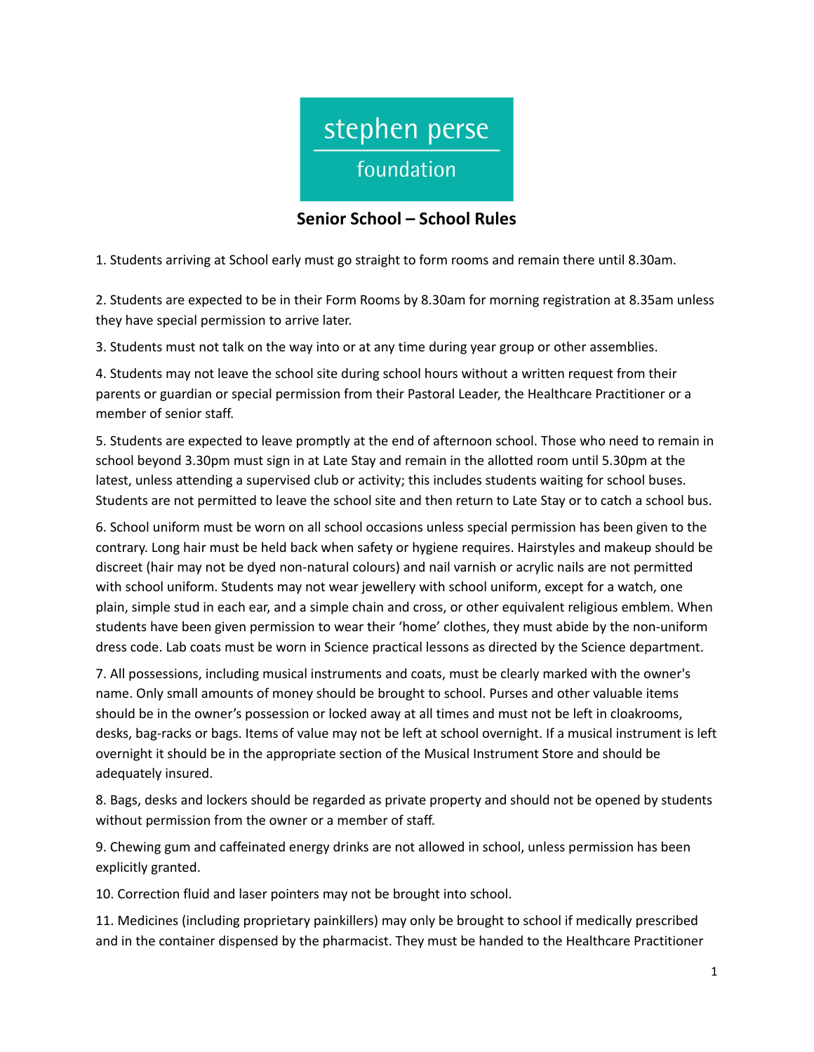stephen perse

foundation

## Senior School – School Rules

1. Students arriving at School early must go straight to form rooms and remain there until 8.30am.

2. Students are expected to be in their Form Rooms by 8.30am for morning registration at 8.35am unless they have special permission to arrive later.

3. Students must not talk on the way into or at any time during year group or other assemblies.

4. Students may not leave the school site during school hours without a written request from their parents or guardian or special permission from their Pastoral Leader, the Healthcare Practitioner or a member of senior staff.

5. Students are expected to leave promptly at the end of afternoon school. Those who need to remain in school beyond 3.30pm must sign in at Late Stay and remain in the allotted room until 5.30pm at the latest, unless attending a supervised club or activity; this includes students waiting for school buses. Students are not permitted to leave the school site and then return to Late Stay or to catch a school bus.

6. School uniform must be worn on all school occasions unless special permission has been given to the contrary. Long hair must be held back when safety or hygiene requires. Hairstyles and makeup should be discreet (hair may not be dyed non-natural colours) and nail varnish or acrylic nails are not permitted with school uniform. Students may not wear jewellery with school uniform, except for a watch, one plain, simple stud in each ear, and a simple chain and cross, or other equivalent religious emblem. When students have been given permission to wear their 'home' clothes, they must abide by the non-uniform dress code. Lab coats must be worn in Science practical lessons as directed by the Science department.

7. All possessions, including musical instruments and coats, must be clearly marked with the owner's name. Only small amounts of money should be brought to school. Purses and other valuable items should be in the owner's possession or locked away at all times and must not be left in cloakrooms, desks, bag-racks or bags. Items of value may not be left at school overnight. If a musical instrument is left overnight it should be in the appropriate section of the Musical Instrument Store and should be adequately insured.

8. Bags, desks and lockers should be regarded as private property and should not be opened by students without permission from the owner or a member of staff.

9. Chewing gum and caffeinated energy drinks are not allowed in school, unless permission has been explicitly granted.

10. Correction fluid and laser pointers may not be brought into school.

11. Medicines (including proprietary painkillers) may only be brought to school if medically prescribed and in the container dispensed by the pharmacist. They must be handed to the Healthcare Practitioner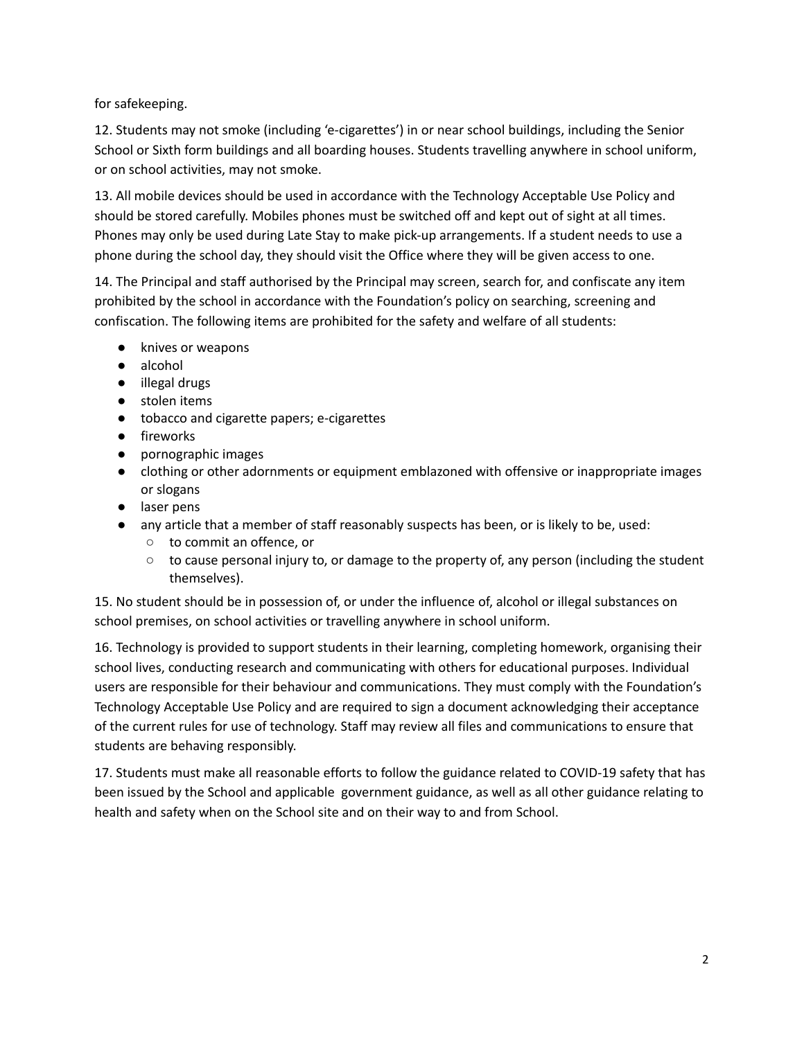for safekeeping.

12. Students may not smoke (including 'e-cigarettes') in or near school buildings, including the Senior School or Sixth form buildings and all boarding houses. Students travelling anywhere in school uniform, or on school activities, may not smoke.

13. All mobile devices should be used in accordance with the Technology Acceptable Use Policy and should be stored carefully. Mobiles phones must be switched off and kept out of sight at all times. Phones may only be used during Late Stay to make pick-up arrangements. If a student needs to use a phone during the school day, they should visit the Office where they will be given access to one.

14. The Principal and staff authorised by the Principal may screen, search for, and confiscate any item prohibited by the school in accordance with the Foundation's policy on searching, screening and confiscation. The following items are prohibited for the safety and welfare of all students:

- knives or weapons
- alcohol
- illegal drugs
- stolen items
- tobacco and cigarette papers; e-cigarettes
- fireworks
- pornographic images
- clothing or other adornments or equipment emblazoned with offensive or inappropriate images or slogans
- laser pens
- any article that a member of staff reasonably suspects has been, or is likely to be, used:
  - to commit an offence, or
  - to cause personal injury to, or damage to the property of, any person (including the student themselves).

15. No student should be in possession of, or under the influence of, alcohol or illegal substances on school premises, on school activities or travelling anywhere in school uniform.

16. Technology is provided to support students in their learning, completing homework, organising their school lives, conducting research and communicating with others for educational purposes. Individual users are responsible for their behaviour and communications. They must comply with the Foundation's Technology Acceptable Use Policy and are required to sign a document acknowledging their acceptance of the current rules for use of technology. Staff may review all files and communications to ensure that students are behaving responsibly.

17. Students must make all reasonable efforts to follow the guidance related to COVID-19 safety that has been issued by the School and applicable government guidance, as well as all other guidance relating to health and safety when on the School site and on their way to and from School.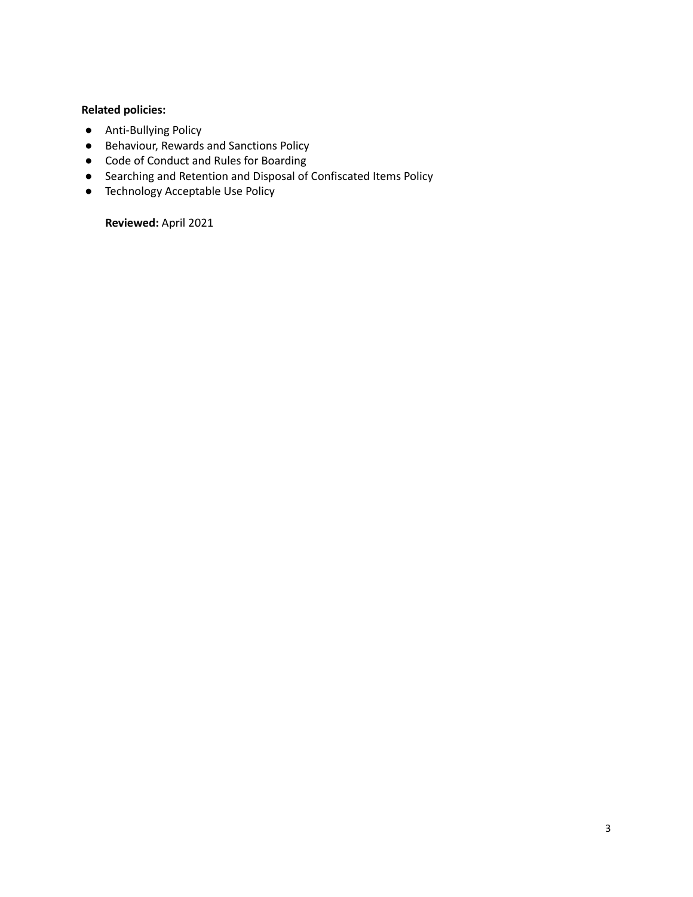**Related policies:**

- Anti-Bullying Policy
- Behaviour, Rewards and Sanctions Policy
- Code of Conduct and Rules for Boarding
- Searching and Retention and Disposal of Confiscated Items Policy
- Technology Acceptable Use Policy

**Reviewed:** April 2021